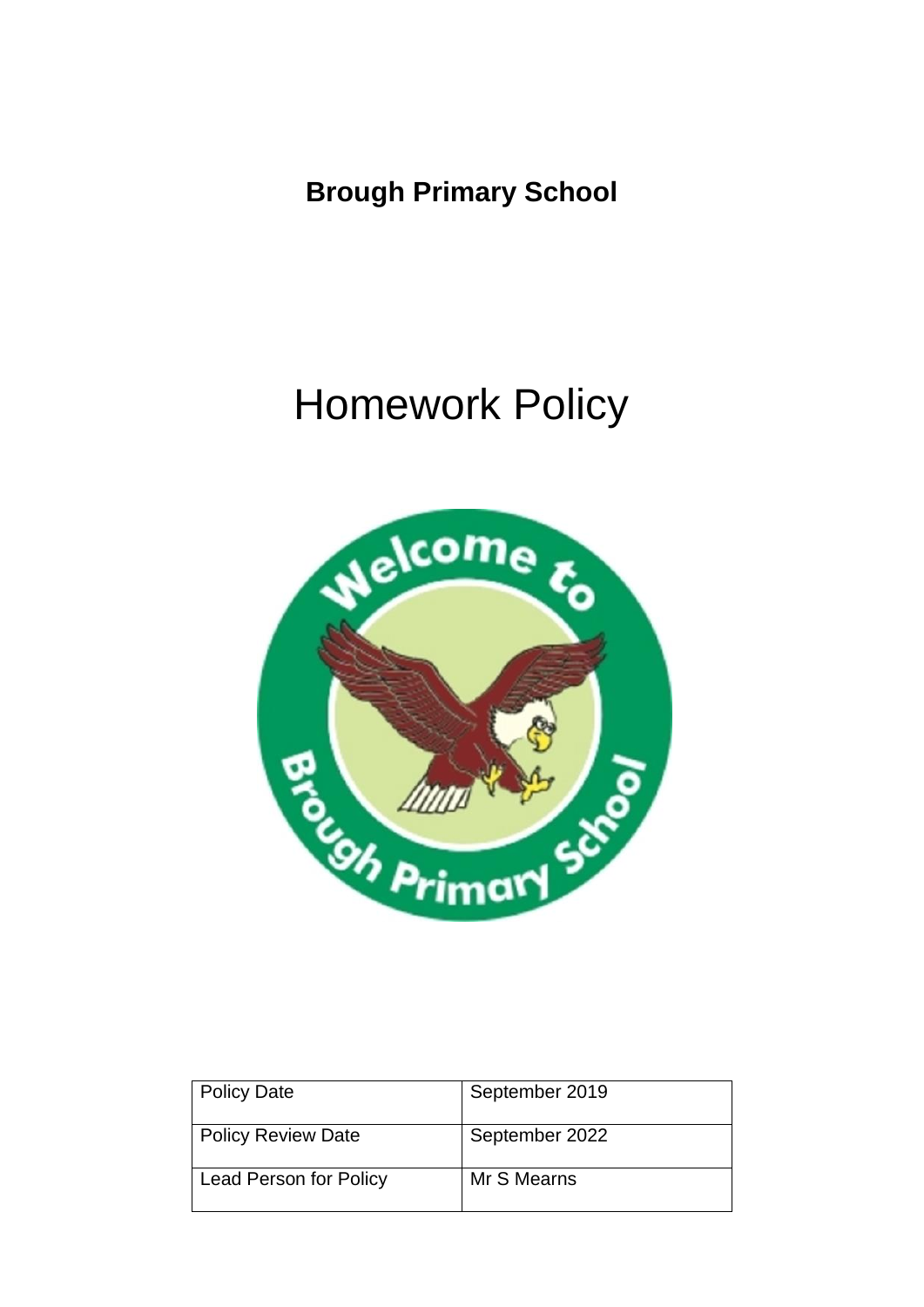# Brough Primary School

# Homework Policy

| Policy Date | September 2019 |
| --- | --- |
| Policy Review Date | September 2022 |
| Lead Person for Policy | Mr S Mearns |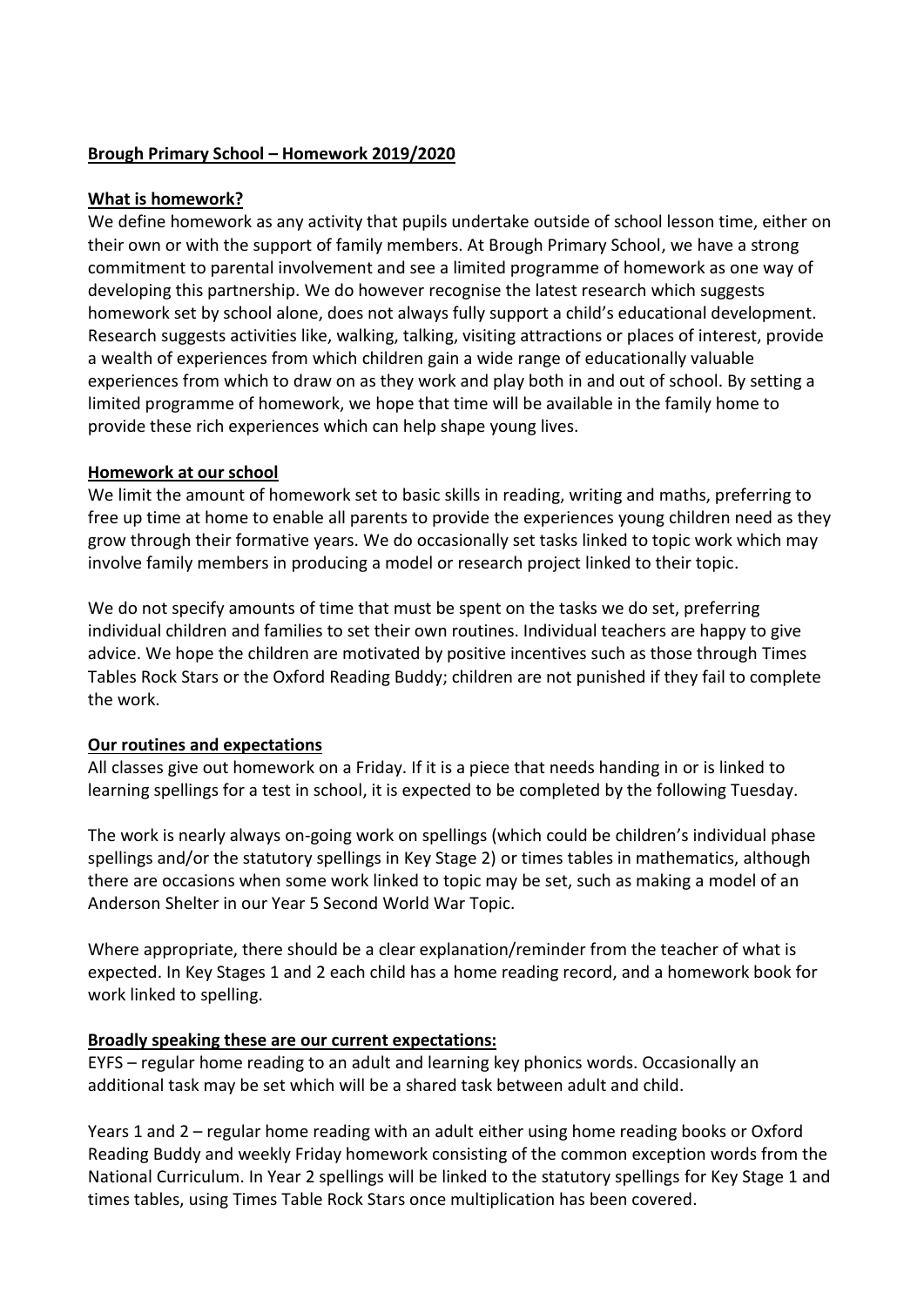**Brough Primary School – Homework 2019/2020**

**What is homework?**

We define homework as any activity that pupils undertake outside of school lesson time, either on their own or with the support of family members. At Brough Primary School, we have a strong commitment to parental involvement and see a limited programme of homework as one way of developing this partnership. We do however recognise the latest research which suggests homework set by school alone, does not always fully support a child's educational development. Research suggests activities like, walking, talking, visiting attractions or places of interest, provide a wealth of experiences from which children gain a wide range of educationally valuable experiences from which to draw on as they work and play both in and out of school. By setting a limited programme of homework, we hope that time will be available in the family home to provide these rich experiences which can help shape young lives.

**Homework at our school**

We limit the amount of homework set to basic skills in reading, writing and maths, preferring to free up time at home to enable all parents to provide the experiences young children need as they grow through their formative years. We do occasionally set tasks linked to topic work which may involve family members in producing a model or research project linked to their topic.

We do not specify amounts of time that must be spent on the tasks we do set, preferring individual children and families to set their own routines. Individual teachers are happy to give advice. We hope the children are motivated by positive incentives such as those through Times Tables Rock Stars or the Oxford Reading Buddy; children are not punished if they fail to complete the work.

**Our routines and expectations**

All classes give out homework on a Friday. If it is a piece that needs handing in or is linked to learning spellings for a test in school, it is expected to be completed by the following Tuesday.

The work is nearly always on-going work on spellings (which could be children's individual phase spellings and/or the statutory spellings in Key Stage 2) or times tables in mathematics, although there are occasions when some work linked to topic may be set, such as making a model of an Anderson Shelter in our Year 5 Second World War Topic.

Where appropriate, there should be a clear explanation/reminder from the teacher of what is expected. In Key Stages 1 and 2 each child has a home reading record, and a homework book for work linked to spelling.

**Broadly speaking these are our current expectations:**

EYFS – regular home reading to an adult and learning key phonics words. Occasionally an additional task may be set which will be a shared task between adult and child.

Years 1 and 2 – regular home reading with an adult either using home reading books or Oxford Reading Buddy and weekly Friday homework consisting of the common exception words from the National Curriculum. In Year 2 spellings will be linked to the statutory spellings for Key Stage 1 and times tables, using Times Table Rock Stars once multiplication has been covered.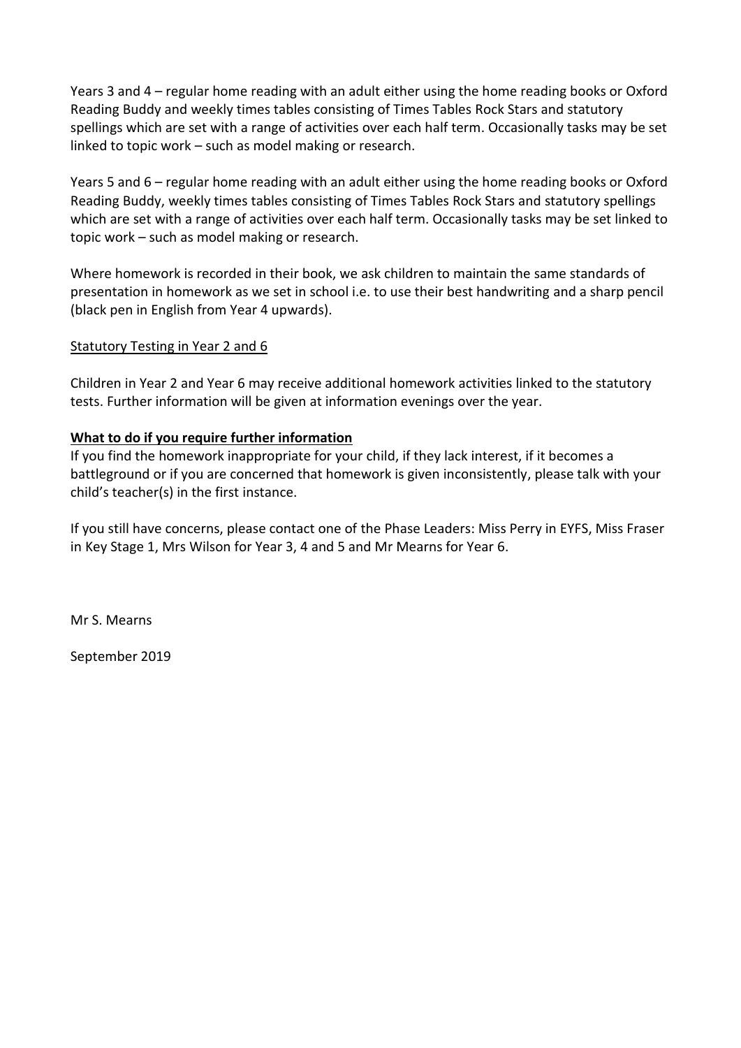Years 3 and 4 – regular home reading with an adult either using the home reading books or Oxford Reading Buddy and weekly times tables consisting of Times Tables Rock Stars and statutory spellings which are set with a range of activities over each half term. Occasionally tasks may be set linked to topic work – such as model making or research.

Years 5 and 6 – regular home reading with an adult either using the home reading books or Oxford Reading Buddy, weekly times tables consisting of Times Tables Rock Stars and statutory spellings which are set with a range of activities over each half term. Occasionally tasks may be set linked to topic work – such as model making or research.

Where homework is recorded in their book, we ask children to maintain the same standards of presentation in homework as we set in school i.e. to use their best handwriting and a sharp pencil (black pen in English from Year 4 upwards).

Statutory Testing in Year 2 and 6

Children in Year 2 and Year 6 may receive additional homework activities linked to the statutory tests. Further information will be given at information evenings over the year.

**What to do if you require further information**

If you find the homework inappropriate for your child, if they lack interest, if it becomes a battleground or if you are concerned that homework is given inconsistently, please talk with your child's teacher(s) in the first instance.

If you still have concerns, please contact one of the Phase Leaders: Miss Perry in EYFS, Miss Fraser in Key Stage 1, Mrs Wilson for Year 3, 4 and 5 and Mr Mearns for Year 6.

Mr S. Mearns

September 2019